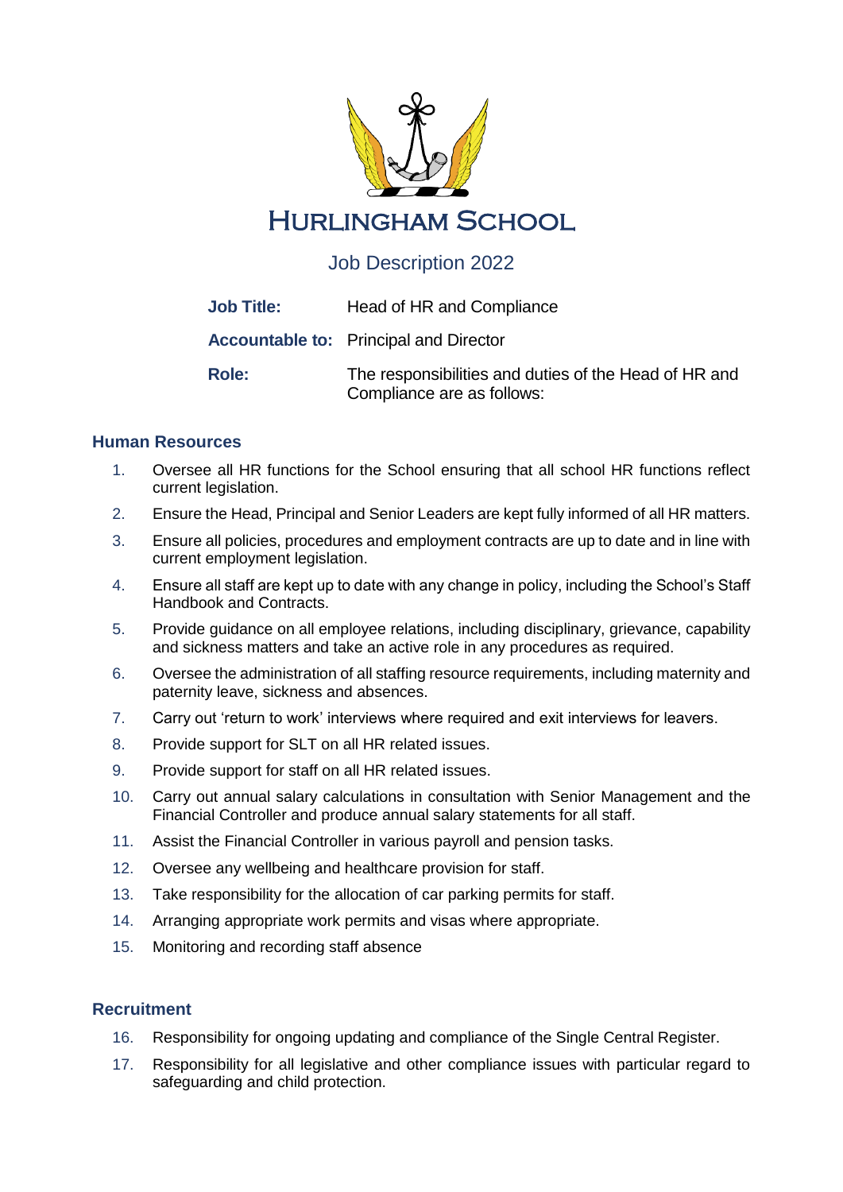# Hurlingham School

## Job Description 2022

**Job Title:** Head of HR and Compliance

**Accountable to:** Principal and Director

**Role:** The responsibilities and duties of the Head of HR and Compliance are as follows:

### Human Resources

1. Oversee all HR functions for the School ensuring that all school HR functions reflect current legislation.
2. Ensure the Head, Principal and Senior Leaders are kept fully informed of all HR matters.
3. Ensure all policies, procedures and employment contracts are up to date and in line with current employment legislation.
4. Ensure all staff are kept up to date with any change in policy, including the School's Staff Handbook and Contracts.
5. Provide guidance on all employee relations, including disciplinary, grievance, capability and sickness matters and take an active role in any procedures as required.
6. Oversee the administration of all staffing resource requirements, including maternity and paternity leave, sickness and absences.
7. Carry out 'return to work' interviews where required and exit interviews for leavers.
8. Provide support for SLT on all HR related issues.
9. Provide support for staff on all HR related issues.
10. Carry out annual salary calculations in consultation with Senior Management and the Financial Controller and produce annual salary statements for all staff.
11. Assist the Financial Controller in various payroll and pension tasks.
12. Oversee any wellbeing and healthcare provision for staff.
13. Take responsibility for the allocation of car parking permits for staff.
14. Arranging appropriate work permits and visas where appropriate.
15. Monitoring and recording staff absence

### Recruitment

16. Responsibility for ongoing updating and compliance of the Single Central Register.
17. Responsibility for all legislative and other compliance issues with particular regard to safeguarding and child protection.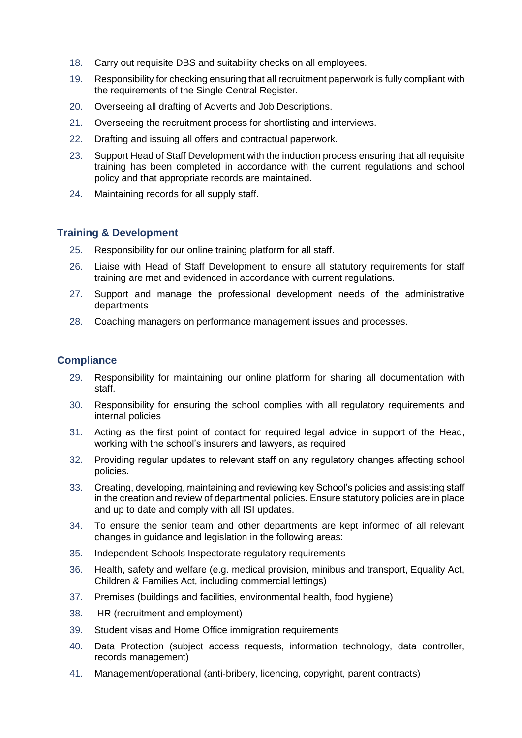18. Carry out requisite DBS and suitability checks on all employees.
19. Responsibility for checking ensuring that all recruitment paperwork is fully compliant with the requirements of the Single Central Register.
20. Overseeing all drafting of Adverts and Job Descriptions.
21. Overseeing the recruitment process for shortlisting and interviews.
22. Drafting and issuing all offers and contractual paperwork.
23. Support Head of Staff Development with the induction process ensuring that all requisite training has been completed in accordance with the current regulations and school policy and that appropriate records are maintained.
24. Maintaining records for all supply staff.

### Training & Development

25. Responsibility for our online training platform for all staff.
26. Liaise with Head of Staff Development to ensure all statutory requirements for staff training are met and evidenced in accordance with current regulations.
27. Support and manage the professional development needs of the administrative departments
28. Coaching managers on performance management issues and processes.

### Compliance

29. Responsibility for maintaining our online platform for sharing all documentation with staff.
30. Responsibility for ensuring the school complies with all regulatory requirements and internal policies
31. Acting as the first point of contact for required legal advice in support of the Head, working with the school's insurers and lawyers, as required
32. Providing regular updates to relevant staff on any regulatory changes affecting school policies.
33. Creating, developing, maintaining and reviewing key School's policies and assisting staff in the creation and review of departmental policies. Ensure statutory policies are in place and up to date and comply with all ISI updates.
34. To ensure the senior team and other departments are kept informed of all relevant changes in guidance and legislation in the following areas:
35. Independent Schools Inspectorate regulatory requirements
36. Health, safety and welfare (e.g. medical provision, minibus and transport, Equality Act, Children & Families Act, including commercial lettings)
37. Premises (buildings and facilities, environmental health, food hygiene)
38. HR (recruitment and employment)
39. Student visas and Home Office immigration requirements
40. Data Protection (subject access requests, information technology, data controller, records management)
41. Management/operational (anti-bribery, licencing, copyright, parent contracts)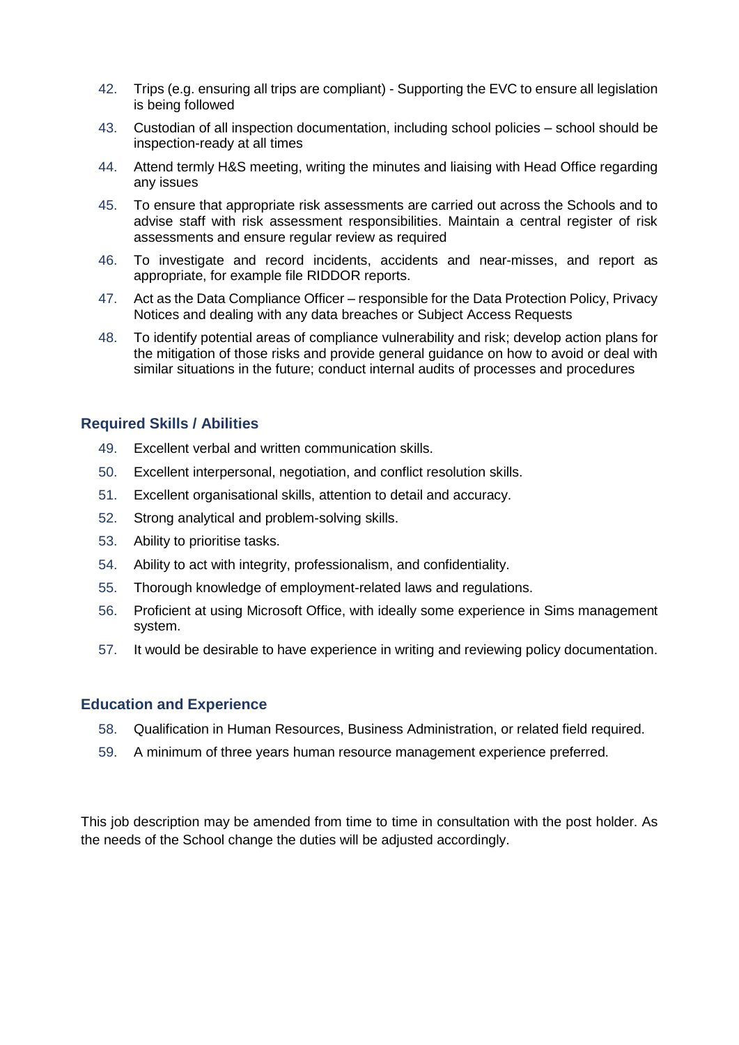42. Trips (e.g. ensuring all trips are compliant) - Supporting the EVC to ensure all legislation is being followed
43. Custodian of all inspection documentation, including school policies – school should be inspection-ready at all times
44. Attend termly H&S meeting, writing the minutes and liaising with Head Office regarding any issues
45. To ensure that appropriate risk assessments are carried out across the Schools and to advise staff with risk assessment responsibilities. Maintain a central register of risk assessments and ensure regular review as required
46. To investigate and record incidents, accidents and near-misses, and report as appropriate, for example file RIDDOR reports.
47. Act as the Data Compliance Officer – responsible for the Data Protection Policy, Privacy Notices and dealing with any data breaches or Subject Access Requests
48. To identify potential areas of compliance vulnerability and risk; develop action plans for the mitigation of those risks and provide general guidance on how to avoid or deal with similar situations in the future; conduct internal audits of processes and procedures

## Required Skills / Abilities

49. Excellent verbal and written communication skills.
50. Excellent interpersonal, negotiation, and conflict resolution skills.
51. Excellent organisational skills, attention to detail and accuracy.
52. Strong analytical and problem-solving skills.
53. Ability to prioritise tasks.
54. Ability to act with integrity, professionalism, and confidentiality.
55. Thorough knowledge of employment-related laws and regulations.
56. Proficient at using Microsoft Office, with ideally some experience in Sims management system.
57. It would be desirable to have experience in writing and reviewing policy documentation.

## Education and Experience

58. Qualification in Human Resources, Business Administration, or related field required.
59. A minimum of three years human resource management experience preferred.

This job description may be amended from time to time in consultation with the post holder. As the needs of the School change the duties will be adjusted accordingly.